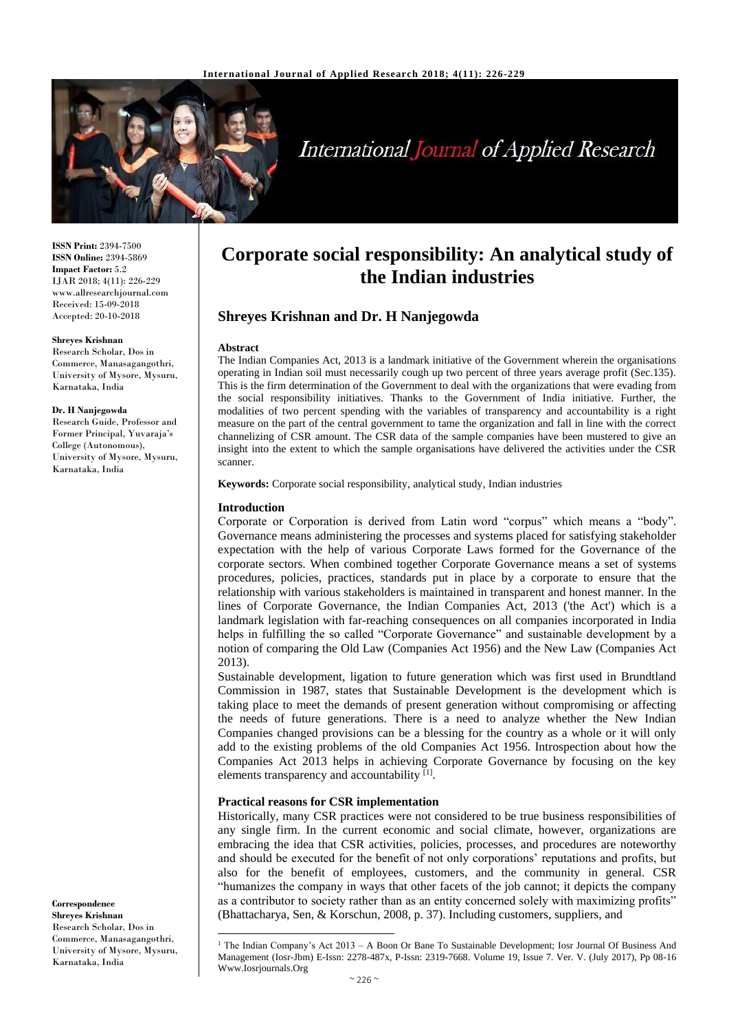# Corporate social responsibility: An analytical study of the Indian industries

**Shreyes Krishnan and Dr. H Nanjegowda**

**ISSN Print:** 2394-7500
**ISSN Online:** 2394-5869
**Impact Factor:** 5.2
IJAR 2018; 4(11): 226-229
www.allresearchjournal.com
Received: 15-09-2018
Accepted: 20-10-2018

**Shreyes Krishnan**
Research Scholar, Dos in Commerce, Manasagangothri, University of Mysore, Mysuru, Karnataka, India

**Dr. H Nanjegowda**
Research Guide, Professor and Former Principal, Yuvaraja's College (Autonomous), University of Mysore, Mysuru, Karnataka, India

**Correspondence**
**Shreyes Krishnan**
Research Scholar, Dos in Commerce, Manasagangothri, University of Mysore, Mysuru, Karnataka, India

### Abstract

The Indian Companies Act, 2013 is a landmark initiative of the Government wherein the organisations operating in Indian soil must necessarily cough up two percent of three years average profit (Sec.135). This is the firm determination of the Government to deal with the organizations that were evading from the social responsibility initiatives. Thanks to the Government of India initiative. Further, the modalities of two percent spending with the variables of transparency and accountability is a right measure on the part of the central government to tame the organization and fall in line with the correct channelizing of CSR amount. The CSR data of the sample companies have been mustered to give an insight into the extent to which the sample organisations have delivered the activities under the CSR scanner.

**Keywords:** Corporate social responsibility, analytical study, Indian industries

### Introduction

Corporate or Corporation is derived from Latin word "corpus" which means a "body". Governance means administering the processes and systems placed for satisfying stakeholder expectation with the help of various Corporate Laws formed for the Governance of the corporate sectors. When combined together Corporate Governance means a set of systems procedures, policies, practices, standards put in place by a corporate to ensure that the relationship with various stakeholders is maintained in transparent and honest manner. In the lines of Corporate Governance, the Indian Companies Act, 2013 ('the Act') which is a landmark legislation with far-reaching consequences on all companies incorporated in India helps in fulfilling the so called "Corporate Governance" and sustainable development by a notion of comparing the Old Law (Companies Act 1956) and the New Law (Companies Act 2013).

Sustainable development, ligation to future generation which was first used in Brundtland Commission in 1987, states that Sustainable Development is the development which is taking place to meet the demands of present generation without compromising or affecting the needs of future generations. There is a need to analyze whether the New Indian Companies changed provisions can be a blessing for the country as a whole or it will only add to the existing problems of the old Companies Act 1956. Introspection about how the Companies Act 2013 helps in achieving Corporate Governance by focusing on the key elements transparency and accountability [1].

### Practical reasons for CSR implementation

Historically, many CSR practices were not considered to be true business responsibilities of any single firm. In the current economic and social climate, however, organizations are embracing the idea that CSR activities, policies, processes, and procedures are noteworthy and should be executed for the benefit of not only corporations' reputations and profits, but also for the benefit of employees, customers, and the community in general. CSR "humanizes the company in ways that other facets of the job cannot; it depicts the company as a contributor to society rather than as an entity concerned solely with maximizing profits" (Bhattacharya, Sen, & Korschun, 2008, p. 37). Including customers, suppliers, and

[1] The Indian Company's Act 2013 – A Boon Or Bane To Sustainable Development; Iosr Journal Of Business And Management (Iosr-Jbm) E-Issn: 2278-487x, P-Issn: 2319-7668. Volume 19, Issue 7. Ver. V. (July 2017), Pp 08-16 Www.Iosrjournals.Org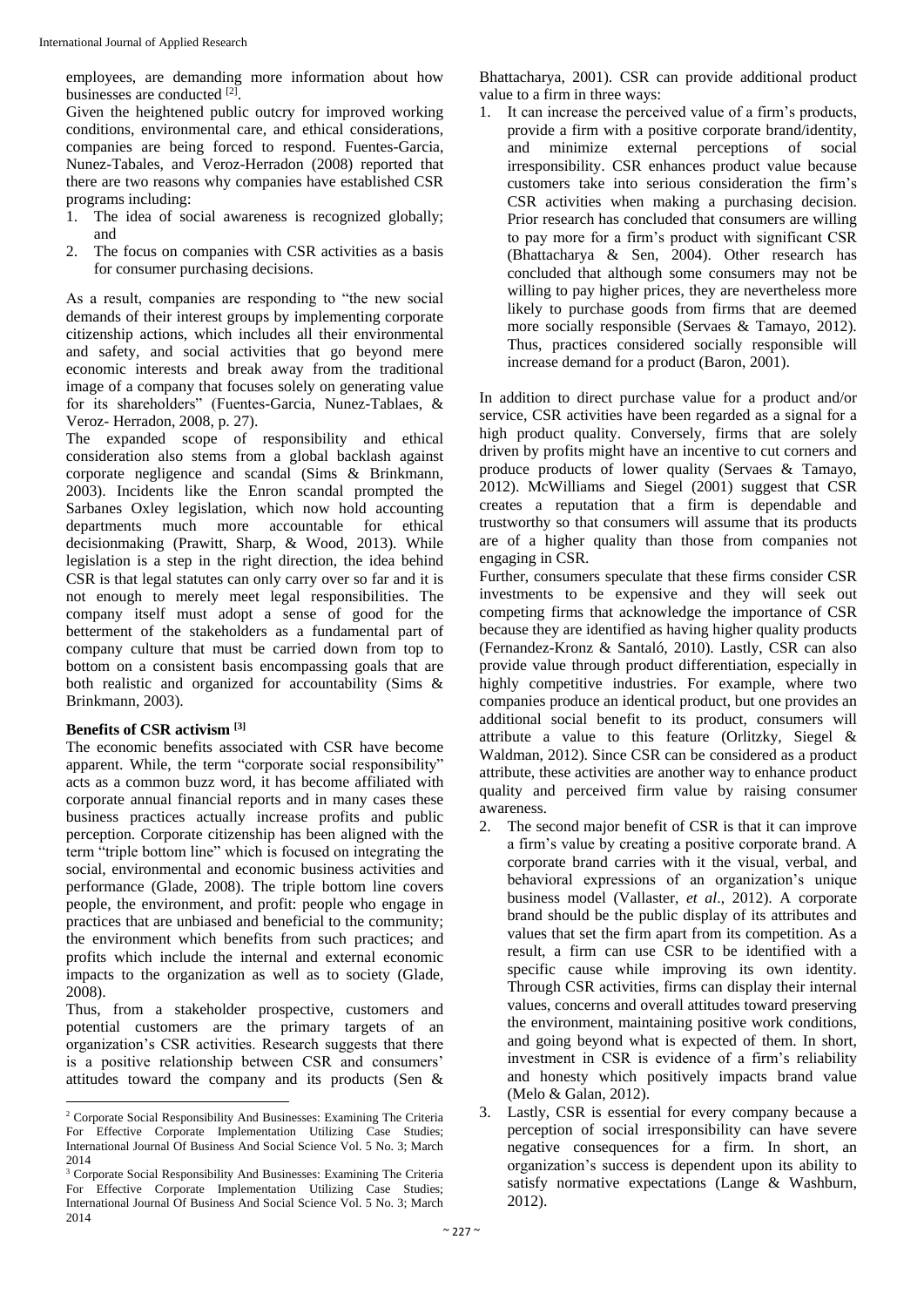employees, are demanding more information about how businesses are conducted [2].

Given the heightened public outcry for improved working conditions, environmental care, and ethical considerations, companies are being forced to respond. Fuentes-Garcia, Nunez-Tabales, and Veroz-Herradon (2008) reported that there are two reasons why companies have established CSR programs including:

1. The idea of social awareness is recognized globally; and
2. The focus on companies with CSR activities as a basis for consumer purchasing decisions.

As a result, companies are responding to "the new social demands of their interest groups by implementing corporate citizenship actions, which includes all their environmental and safety, and social activities that go beyond mere economic interests and break away from the traditional image of a company that focuses solely on generating value for its shareholders" (Fuentes-Garcia, Nunez-Tablaes, & Veroz- Herradon, 2008, p. 27).

The expanded scope of responsibility and ethical consideration also stems from a global backlash against corporate negligence and scandal (Sims & Brinkmann, 2003). Incidents like the Enron scandal prompted the Sarbanes Oxley legislation, which now hold accounting departments much more accountable for ethical decisionmaking (Prawitt, Sharp, & Wood, 2013). While legislation is a step in the right direction, the idea behind CSR is that legal statutes can only carry over so far and it is not enough to merely meet legal responsibilities. The company itself must adopt a sense of good for the betterment of the stakeholders as a fundamental part of company culture that must be carried down from top to bottom on a consistent basis encompassing goals that are both realistic and organized for accountability (Sims & Brinkmann, 2003).

**Benefits of CSR activism [3]**

The economic benefits associated with CSR have become apparent. While, the term "corporate social responsibility" acts as a common buzz word, it has become affiliated with corporate annual financial reports and in many cases these business practices actually increase profits and public perception. Corporate citizenship has been aligned with the term "triple bottom line" which is focused on integrating the social, environmental and economic business activities and performance (Glade, 2008). The triple bottom line covers people, the environment, and profit: people who engage in practices that are unbiased and beneficial to the community; the environment which benefits from such practices; and profits which include the internal and external economic impacts to the organization as well as to society (Glade, 2008).

Thus, from a stakeholder prospective, customers and potential customers are the primary targets of an organization's CSR activities. Research suggests that there is a positive relationship between CSR and consumers' attitudes toward the company and its products (Sen & Bhattacharya, 2001). CSR can provide additional product value to a firm in three ways:

1. It can increase the perceived value of a firm's products, provide a firm with a positive corporate brand/identity, and minimize external perceptions of social irresponsibility. CSR enhances product value because customers take into serious consideration the firm's CSR activities when making a purchasing decision. Prior research has concluded that consumers are willing to pay more for a firm's product with significant CSR (Bhattacharya & Sen, 2004). Other research has concluded that although some consumers may not be willing to pay higher prices, they are nevertheless more likely to purchase goods from firms that are deemed more socially responsible (Servaes & Tamayo, 2012). Thus, practices considered socially responsible will increase demand for a product (Baron, 2001).

In addition to direct purchase value for a product and/or service, CSR activities have been regarded as a signal for a high product quality. Conversely, firms that are solely driven by profits might have an incentive to cut corners and produce products of lower quality (Servaes & Tamayo, 2012). McWilliams and Siegel (2001) suggest that CSR creates a reputation that a firm is dependable and trustworthy so that consumers will assume that its products are of a higher quality than those from companies not engaging in CSR.

Further, consumers speculate that these firms consider CSR investments to be expensive and they will seek out competing firms that acknowledge the importance of CSR because they are identified as having higher quality products (Fernandez-Kronz & Santaló, 2010). Lastly, CSR can also provide value through product differentiation, especially in highly competitive industries. For example, where two companies produce an identical product, but one provides an additional social benefit to its product, consumers will attribute a value to this feature (Orlitzky, Siegel & Waldman, 2012). Since CSR can be considered as a product attribute, these activities are another way to enhance product quality and perceived firm value by raising consumer awareness.

2. The second major benefit of CSR is that it can improve a firm's value by creating a positive corporate brand. A corporate brand carries with it the visual, verbal, and behavioral expressions of an organization's unique business model (Vallaster, *et al*., 2012). A corporate brand should be the public display of its attributes and values that set the firm apart from its competition. As a result, a firm can use CSR to be identified with a specific cause while improving its own identity. Through CSR activities, firms can display their internal values, concerns and overall attitudes toward preserving the environment, maintaining positive work conditions, and going beyond what is expected of them. In short, investment in CSR is evidence of a firm's reliability and honesty which positively impacts brand value (Melo & Galan, 2012).
3. Lastly, CSR is essential for every company because a perception of social irresponsibility can have severe negative consequences for a firm. In short, an organization's success is dependent upon its ability to satisfy normative expectations (Lange & Washburn, 2012).

---

[2] Corporate Social Responsibility And Businesses: Examining The Criteria For Effective Corporate Implementation Utilizing Case Studies; International Journal Of Business And Social Science Vol. 5 No. 3; March 2014

[3] Corporate Social Responsibility And Businesses: Examining The Criteria For Effective Corporate Implementation Utilizing Case Studies; International Journal Of Business And Social Science Vol. 5 No. 3; March 2014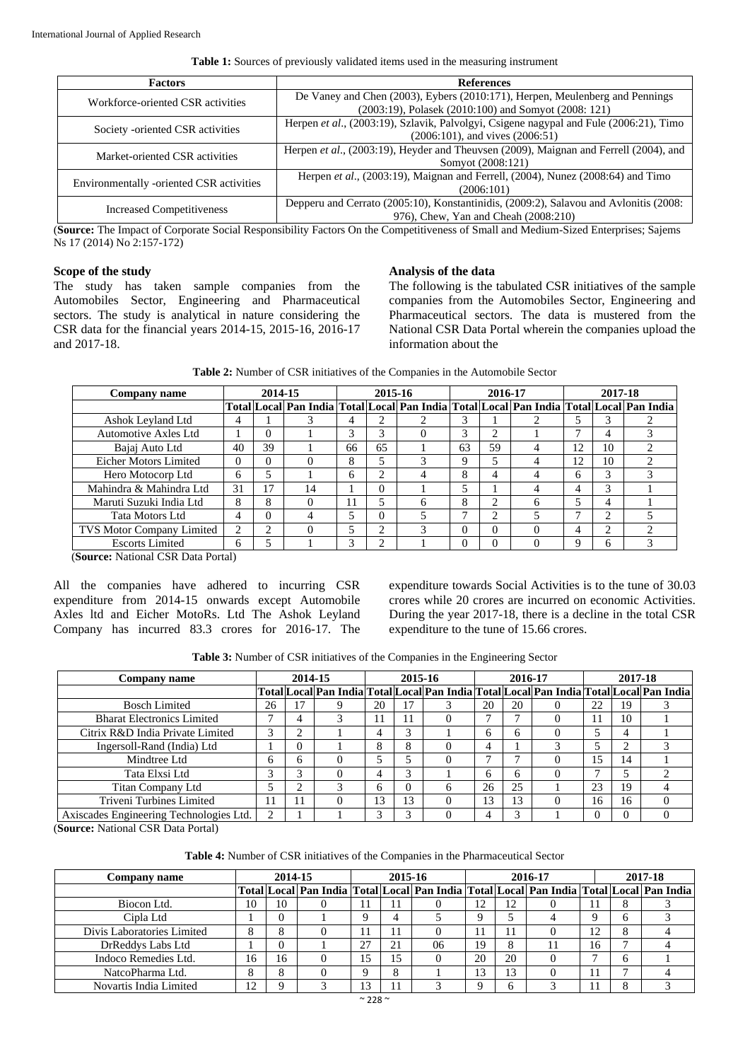**Table 1:** Sources of previously validated items used in the measuring instrument

| Factors | References |
|---|---|
| Workforce-oriented CSR activities | De Vaney and Chen (2003), Eybers (2010:171), Herpen, Meulenberg and Pennings (2003:19), Polasek (2010:100) and Somyot (2008: 121) |
| Society -oriented CSR activities | Herpen *et al*., (2003:19), Szlavik, Palvolgyi, Csigene nagypal and Fule (2006:21), Timo (2006:101), and vives (2006:51) |
| Market-oriented CSR activities | Herpen *et al*., (2003:19), Heyder and Theuvsen (2009), Maignan and Ferrell (2004), and Somyot (2008:121) |
| Environmentally -oriented CSR activities | Herpen *et al*., (2003:19), Maignan and Ferrell, (2004), Nunez (2008:64) and Timo (2006:101) |
| Increased Competitiveness | Depperu and Cerrato (2005:10), Konstantinidis, (2009:2), Salavou and Avlonitis (2008: 976), Chew, Yan and Cheah (2008:210) |

(**Source:** The Impact of Corporate Social Responsibility Factors On the Competitiveness of Small and Medium-Sized Enterprises; Sajems Ns 17 (2014) No 2:157-172)

### Scope of the study

The study has taken sample companies from the Automobiles Sector, Engineering and Pharmaceutical sectors. The study is analytical in nature considering the CSR data for the financial years 2014-15, 2015-16, 2016-17 and 2017-18.

### Analysis of the data

The following is the tabulated CSR initiatives of the sample companies from the Automobiles Sector, Engineering and Pharmaceutical sectors. The data is mustered from the National CSR Data Portal wherein the companies upload the information about the

**Table 2:** Number of CSR initiatives of the Companies in the Automobile Sector

| Company name | 2014-15 | | | 2015-16 | | | 2016-17 | | | 2017-18 | | |
|---|---|---|---|---|---|---|---|---|---|---|---|---|
| | Total | Local | Pan India | Total | Local | Pan India | Total | Local | Pan India | Total | Local | Pan India |
| Ashok Leyland Ltd | 4 | 1 | 3 | 4 | 2 | 2 | 3 | 1 | 2 | 5 | 3 | 2 |
| Automotive Axles Ltd | 1 | 0 | 1 | 3 | 3 | 0 | 3 | 2 | 1 | 7 | 4 | 3 |
| Bajaj Auto Ltd | 40 | 39 | 1 | 66 | 65 | 1 | 63 | 59 | 4 | 12 | 10 | 2 |
| Eicher Motors Limited | 0 | 0 | 0 | 8 | 5 | 3 | 9 | 5 | 4 | 12 | 10 | 2 |
| Hero Motocorp Ltd | 6 | 5 | 1 | 6 | 2 | 4 | 8 | 4 | 4 | 6 | 3 | 3 |
| Mahindra & Mahindra Ltd | 31 | 17 | 14 | 1 | 0 | 1 | 5 | 1 | 4 | 4 | 3 | 1 |
| Maruti Suzuki India Ltd | 8 | 8 | 0 | 11 | 5 | 6 | 8 | 2 | 6 | 5 | 4 | 1 |
| Tata Motors Ltd | 4 | 0 | 4 | 5 | 0 | 5 | 7 | 2 | 5 | 7 | 2 | 5 |
| TVS Motor Company Limited | 2 | 2 | 0 | 5 | 2 | 3 | 0 | 0 | 0 | 4 | 2 | 2 |
| Escorts Limited | 6 | 5 | 1 | 3 | 2 | 1 | 0 | 0 | 0 | 9 | 6 | 3 |

(**Source:** National CSR Data Portal)

All the companies have adhered to incurring CSR expenditure from 2014-15 onwards except Automobile Axles ltd and Eicher MotoRs. Ltd The Ashok Leyland Company has incurred 83.3 crores for 2016-17. The expenditure towards Social Activities is to the tune of 30.03 crores while 20 crores are incurred on economic Activities. During the year 2017-18, there is a decline in the total CSR expenditure to the tune of 15.66 crores.

**Table 3:** Number of CSR initiatives of the Companies in the Engineering Sector

| Company name | 2014-15 | | | 2015-16 | | | 2016-17 | | | 2017-18 | | |
|---|---|---|---|---|---|---|---|---|---|---|---|---|
| | Total | Local | Pan India | Total | Local | Pan India | Total | Local | Pan India | Total | Local | Pan India |
| Bosch Limited | 26 | 17 | 9 | 20 | 17 | 3 | 20 | 20 | 0 | 22 | 19 | 3 |
| Bharat Electronics Limited | 7 | 4 | 3 | 11 | 11 | 0 | 7 | 7 | 0 | 11 | 10 | 1 |
| Citrix R&D India Private Limited | 3 | 2 | 1 | 4 | 3 | 1 | 6 | 6 | 0 | 5 | 4 | 1 |
| Ingersoll-Rand (India) Ltd | 1 | 0 | 1 | 8 | 8 | 0 | 4 | 1 | 3 | 5 | 2 | 3 |
| Mindtree Ltd | 6 | 6 | 0 | 5 | 5 | 0 | 7 | 7 | 0 | 15 | 14 | 1 |
| Tata Elxsi Ltd | 3 | 3 | 0 | 4 | 3 | 1 | 6 | 6 | 0 | 7 | 5 | 2 |
| Titan Company Ltd | 5 | 2 | 3 | 6 | 0 | 6 | 26 | 25 | 1 | 23 | 19 | 4 |
| Triveni Turbines Limited | 11 | 11 | 0 | 13 | 13 | 0 | 13 | 13 | 0 | 16 | 16 | 0 |
| Axiscades Engineering Technologies Ltd. | 2 | 1 | 1 | 3 | 3 | 0 | 4 | 3 | 1 | 0 | 0 | 0 |

(**Source:** National CSR Data Portal)

**Table 4:** Number of CSR initiatives of the Companies in the Pharmaceutical Sector

| Company name | 2014-15 | | | 2015-16 | | | 2016-17 | | | 2017-18 | | |
|---|---|---|---|---|---|---|---|---|---|---|---|---|
| | Total | Local | Pan India | Total | Local | Pan India | Total | Local | Pan India | Total | Local | Pan India |
| Biocon Ltd. | 10 | 10 | 0 | 11 | 11 | 0 | 12 | 12 | 0 | 11 | 8 | 3 |
| Cipla Ltd | 1 | 0 | 1 | 9 | 4 | 5 | 9 | 5 | 4 | 9 | 6 | 3 |
| Divis Laboratories Limited | 8 | 8 | 0 | 11 | 11 | 0 | 11 | 11 | 0 | 12 | 8 | 4 |
| DrReddys Labs Ltd | 1 | 0 | 1 | 27 | 21 | 06 | 19 | 8 | 11 | 16 | 7 | 4 |
| Indoco Remedies Ltd. | 16 | 16 | 0 | 15 | 15 | 0 | 20 | 20 | 0 | 7 | 6 | 1 |
| NatcoPharma Ltd. | 8 | 8 | 0 | 9 | 8 | 1 | 13 | 13 | 0 | 11 | 7 | 4 |
| Novartis India Limited | 12 | 9 | 3 | 13 | 11 | 3 | 9 | 6 | 3 | 11 | 8 | 3 |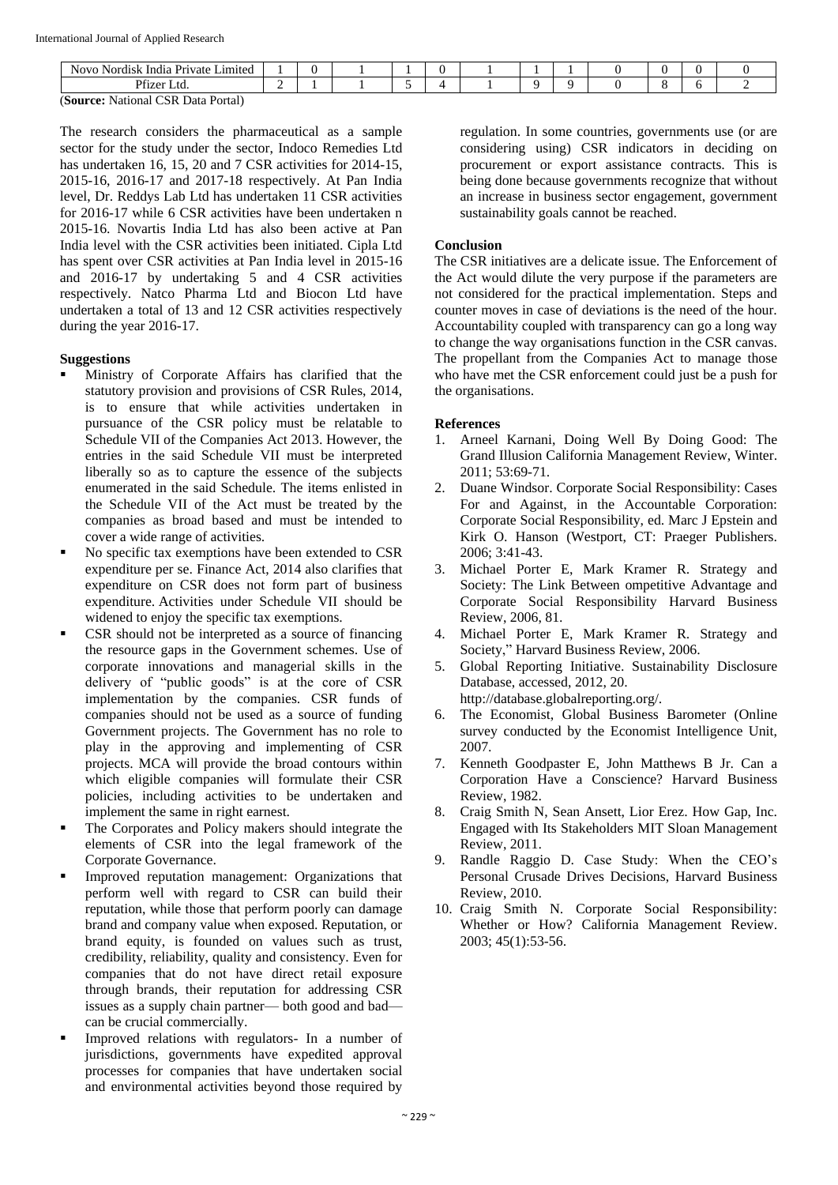| | | | | | | | | | | | | |
|---|---|---|---|---|---|---|---|---|---|---|---|---|
| Novo Nordisk India Private Limited | 1 | 0 | 1 | 1 | 0 | 1 | 1 | 1 | 0 | 0 | 0 | 0 |
| Pfizer Ltd. | 2 | 1 | 1 | 5 | 4 | 1 | 9 | 9 | 0 | 8 | 6 | 2 |

(**Source:** National CSR Data Portal)

The research considers the pharmaceutical as a sample sector for the study under the sector, Indoco Remedies Ltd has undertaken 16, 15, 20 and 7 CSR activities for 2014-15, 2015-16, 2016-17 and 2017-18 respectively. At Pan India level, Dr. Reddys Lab Ltd has undertaken 11 CSR activities for 2016-17 while 6 CSR activities have been undertaken n 2015-16. Novartis India Ltd has also been active at Pan India level with the CSR activities been initiated. Cipla Ltd has spent over CSR activities at Pan India level in 2015-16 and 2016-17 by undertaking 5 and 4 CSR activities respectively. Natco Pharma Ltd and Biocon Ltd have undertaken a total of 13 and 12 CSR activities respectively during the year 2016-17.

**Suggestions**

- Ministry of Corporate Affairs has clarified that the statutory provision and provisions of CSR Rules, 2014, is to ensure that while activities undertaken in pursuance of the CSR policy must be relatable to Schedule VII of the Companies Act 2013. However, the entries in the said Schedule VII must be interpreted liberally so as to capture the essence of the subjects enumerated in the said Schedule. The items enlisted in the Schedule VII of the Act must be treated by the companies as broad based and must be intended to cover a wide range of activities.
- No specific tax exemptions have been extended to CSR expenditure per se. Finance Act, 2014 also clarifies that expenditure on CSR does not form part of business expenditure. Activities under Schedule VII should be widened to enjoy the specific tax exemptions.
- CSR should not be interpreted as a source of financing the resource gaps in the Government schemes. Use of corporate innovations and managerial skills in the delivery of "public goods" is at the core of CSR implementation by the companies. CSR funds of companies should not be used as a source of funding Government projects. The Government has no role to play in the approving and implementing of CSR projects. MCA will provide the broad contours within which eligible companies will formulate their CSR policies, including activities to be undertaken and implement the same in right earnest.
- The Corporates and Policy makers should integrate the elements of CSR into the legal framework of the Corporate Governance.
- Improved reputation management: Organizations that perform well with regard to CSR can build their reputation, while those that perform poorly can damage brand and company value when exposed. Reputation, or brand equity, is founded on values such as trust, credibility, reliability, quality and consistency. Even for companies that do not have direct retail exposure through brands, their reputation for addressing CSR issues as a supply chain partner— both good and bad— can be crucial commercially.
- Improved relations with regulators- In a number of jurisdictions, governments have expedited approval processes for companies that have undertaken social and environmental activities beyond those required by regulation. In some countries, governments use (or are considering using) CSR indicators in deciding on procurement or export assistance contracts. This is being done because governments recognize that without an increase in business sector engagement, government sustainability goals cannot be reached.

**Conclusion**

The CSR initiatives are a delicate issue. The Enforcement of the Act would dilute the very purpose if the parameters are not considered for the practical implementation. Steps and counter moves in case of deviations is the need of the hour. Accountability coupled with transparency can go a long way to change the way organisations function in the CSR canvas. The propellant from the Companies Act to manage those who have met the CSR enforcement could just be a push for the organisations.

**References**

1. Arneel Karnani, Doing Well By Doing Good: The Grand Illusion California Management Review, Winter. 2011; 53:69-71.
2. Duane Windsor. Corporate Social Responsibility: Cases For and Against, in the Accountable Corporation: Corporate Social Responsibility, ed. Marc J Epstein and Kirk O. Hanson (Westport, CT: Praeger Publishers. 2006; 3:41-43.
3. Michael Porter E, Mark Kramer R. Strategy and Society: The Link Between ompetitive Advantage and Corporate Social Responsibility Harvard Business Review, 2006, 81.
4. Michael Porter E, Mark Kramer R. Strategy and Society," Harvard Business Review, 2006.
5. Global Reporting Initiative. Sustainability Disclosure Database, accessed, 2012, 20. http://database.globalreporting.org/.
6. The Economist, Global Business Barometer (Online survey conducted by the Economist Intelligence Unit, 2007.
7. Kenneth Goodpaster E, John Matthews B Jr. Can a Corporation Have a Conscience? Harvard Business Review, 1982.
8. Craig Smith N, Sean Ansett, Lior Erez. How Gap, Inc. Engaged with Its Stakeholders MIT Sloan Management Review, 2011.
9. Randle Raggio D. Case Study: When the CEO's Personal Crusade Drives Decisions, Harvard Business Review, 2010.
10. Craig Smith N. Corporate Social Responsibility: Whether or How? California Management Review. 2003; 45(1):53-56.